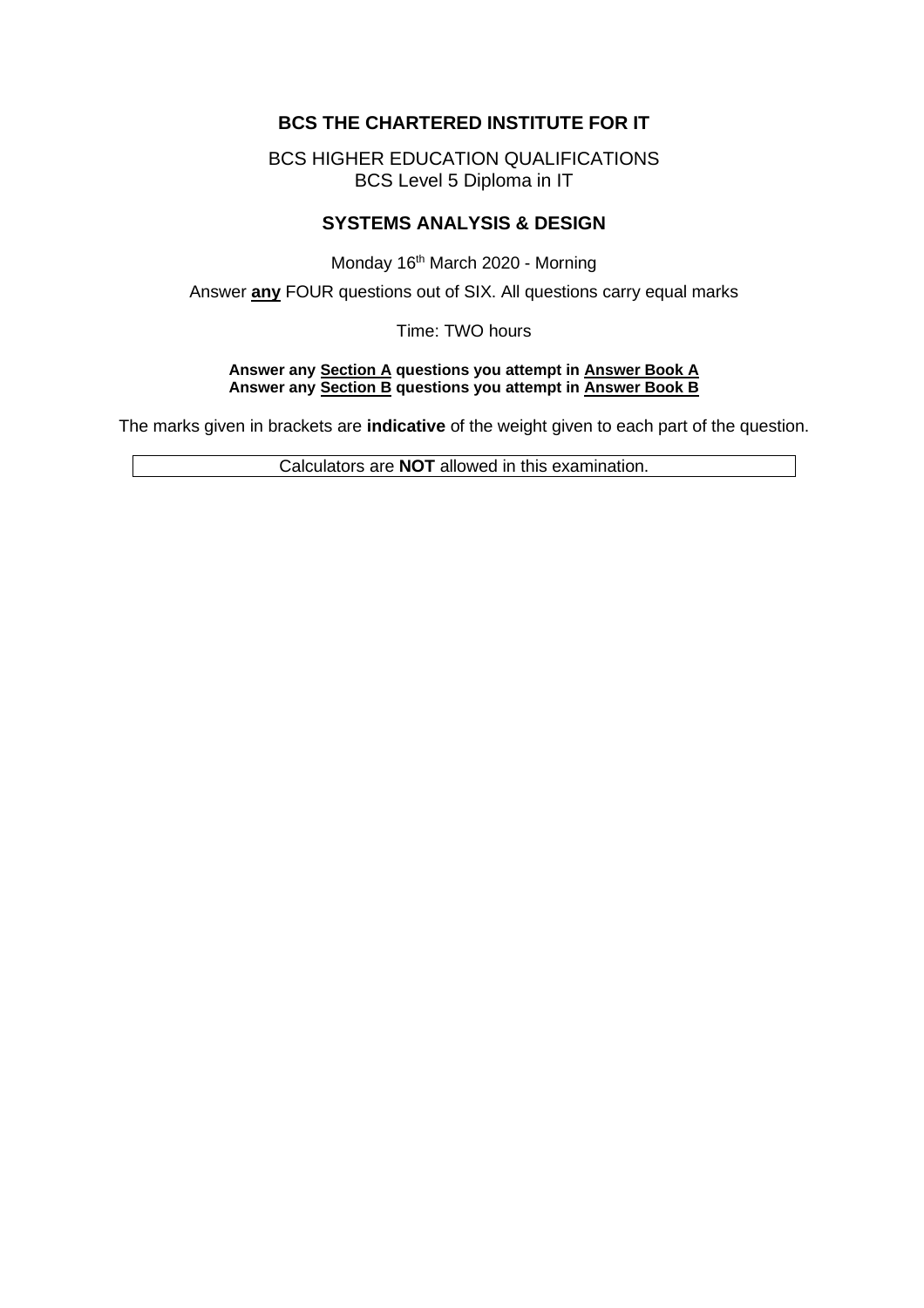# BCS THE CHARTERED INSTITUTE FOR IT

BCS HIGHER EDUCATION QUALIFICATIONS
BCS Level 5 Diploma in IT

## SYSTEMS ANALYSIS & DESIGN

Monday 16th March 2020 - Morning

Answer **any** FOUR questions out of SIX. All questions carry equal marks

Time: TWO hours

**Answer any Section A questions you attempt in Answer Book A**
**Answer any Section B questions you attempt in Answer Book B**

The marks given in brackets are **indicative** of the weight given to each part of the question.

Calculators are **NOT** allowed in this examination.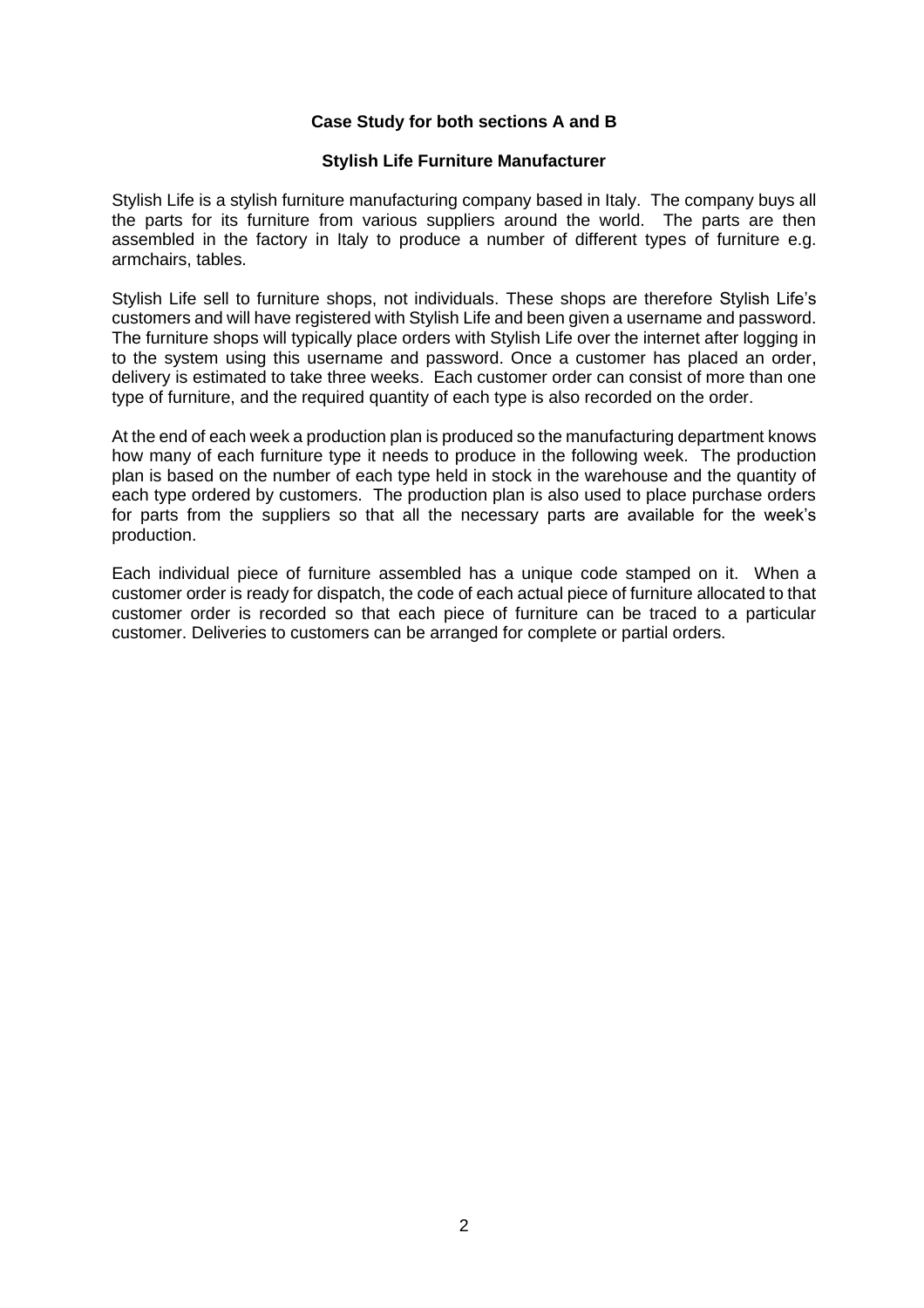**Case Study for both sections A and B**

**Stylish Life Furniture Manufacturer**

Stylish Life is a stylish furniture manufacturing company based in Italy. The company buys all the parts for its furniture from various suppliers around the world. The parts are then assembled in the factory in Italy to produce a number of different types of furniture e.g. armchairs, tables.

Stylish Life sell to furniture shops, not individuals. These shops are therefore Stylish Life's customers and will have registered with Stylish Life and been given a username and password. The furniture shops will typically place orders with Stylish Life over the internet after logging in to the system using this username and password. Once a customer has placed an order, delivery is estimated to take three weeks. Each customer order can consist of more than one type of furniture, and the required quantity of each type is also recorded on the order.

At the end of each week a production plan is produced so the manufacturing department knows how many of each furniture type it needs to produce in the following week. The production plan is based on the number of each type held in stock in the warehouse and the quantity of each type ordered by customers. The production plan is also used to place purchase orders for parts from the suppliers so that all the necessary parts are available for the week's production.

Each individual piece of furniture assembled has a unique code stamped on it. When a customer order is ready for dispatch, the code of each actual piece of furniture allocated to that customer order is recorded so that each piece of furniture can be traced to a particular customer. Deliveries to customers can be arranged for complete or partial orders.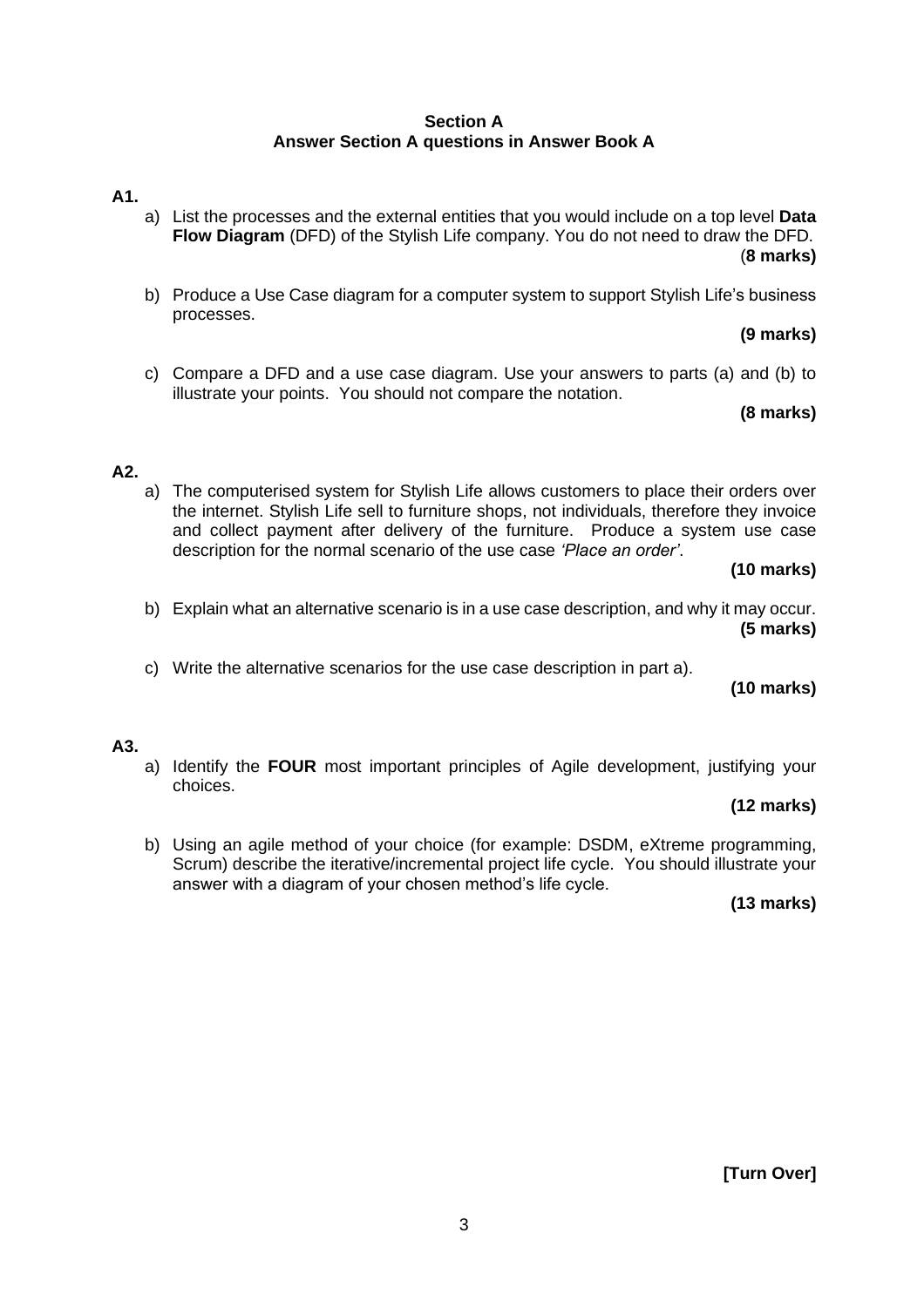## Section A
**Answer Section A questions in Answer Book A**

**A1.**

a) List the processes and the external entities that you would include on a top level **Data Flow Diagram** (DFD) of the Stylish Life company. You do not need to draw the DFD. (**8 marks)**

b) Produce a Use Case diagram for a computer system to support Stylish Life's business processes.

**(9 marks)**

c) Compare a DFD and a use case diagram. Use your answers to parts (a) and (b) to illustrate your points. You should not compare the notation.

**(8 marks)**

**A2.**

a) The computerised system for Stylish Life allows customers to place their orders over the internet. Stylish Life sell to furniture shops, not individuals, therefore they invoice and collect payment after delivery of the furniture. Produce a system use case description for the normal scenario of the use case *'Place an order'*.

**(10 marks)**

b) Explain what an alternative scenario is in a use case description, and why it may occur. **(5 marks)**

c) Write the alternative scenarios for the use case description in part a).

**(10 marks)**

**A3.**

a) Identify the **FOUR** most important principles of Agile development, justifying your choices.

**(12 marks)**

b) Using an agile method of your choice (for example: DSDM, eXtreme programming, Scrum) describe the iterative/incremental project life cycle. You should illustrate your answer with a diagram of your chosen method's life cycle.

**(13 marks)**

**[Turn Over]**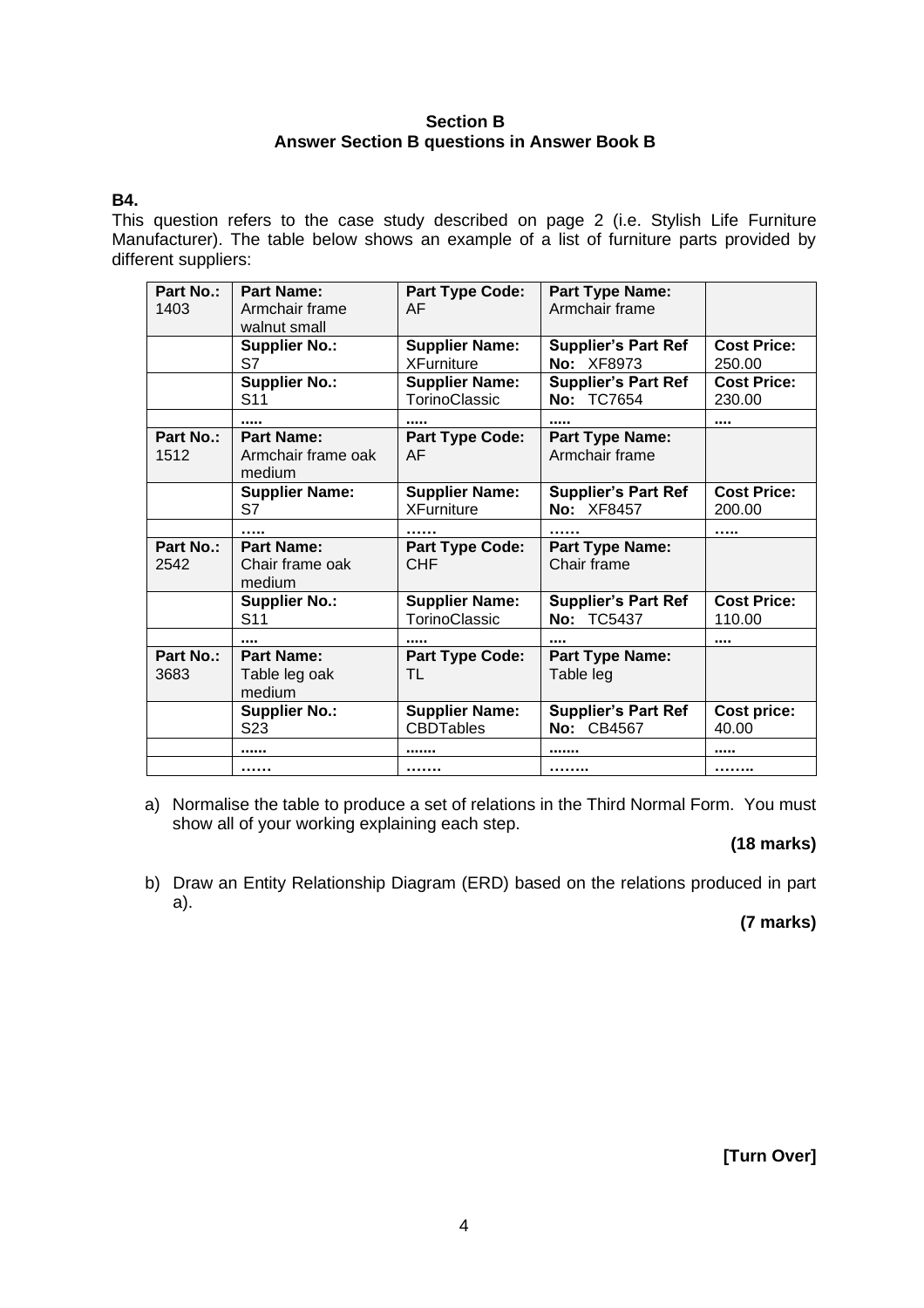**Section B**
**Answer Section B questions in Answer Book B**

**B4.**

This question refers to the case study described on page 2 (i.e. Stylish Life Furniture Manufacturer). The table below shows an example of a list of furniture parts provided by different suppliers:

| **Part No.:** 1403 | **Part Name:** Armchair frame walnut small | **Part Type Code:** AF | **Part Type Name:** Armchair frame | |
|---|---|---|---|---|
| | **Supplier No.:** S7 | **Supplier Name:** XFurniture | **Supplier's Part Ref No:** XF8973 | **Cost Price:** 250.00 |
| | **Supplier No.:** S11 | **Supplier Name:** TorinoClassic | **Supplier's Part Ref No:** TC7654 | **Cost Price:** 230.00 |
| | ..... | ..... | ..... | .... |
| **Part No.:** 1512 | **Part Name:** Armchair frame oak medium | **Part Type Code:** AF | **Part Type Name:** Armchair frame | |
| | **Supplier Name:** S7 | **Supplier Name:** XFurniture | **Supplier's Part Ref No:** XF8457 | **Cost Price:** 200.00 |
| | ….. | …… | …… | ….. |
| **Part No.:** 2542 | **Part Name:** Chair frame oak medium | **Part Type Code:** CHF | **Part Type Name:** Chair frame | |
| | **Supplier No.:** S11 | **Supplier Name:** TorinoClassic | **Supplier's Part Ref No:** TC5437 | **Cost Price:** 110.00 |
| | .... | ..... | .... | .... |
| **Part No.:** 3683 | **Part Name:** Table leg oak medium | **Part Type Code:** TL | **Part Type Name:** Table leg | |
| | **Supplier No.:** S23 | **Supplier Name:** CBDTables | **Supplier's Part Ref No:** CB4567 | **Cost price:** 40.00 |
| | ...... | ....... | ....... | ..... |
| | …… | ……. | …….. | …….. |

a) Normalise the table to produce a set of relations in the Third Normal Form. You must show all of your working explaining each step.

**(18 marks)**

b) Draw an Entity Relationship Diagram (ERD) based on the relations produced in part a).

**(7 marks)**

**[Turn Over]**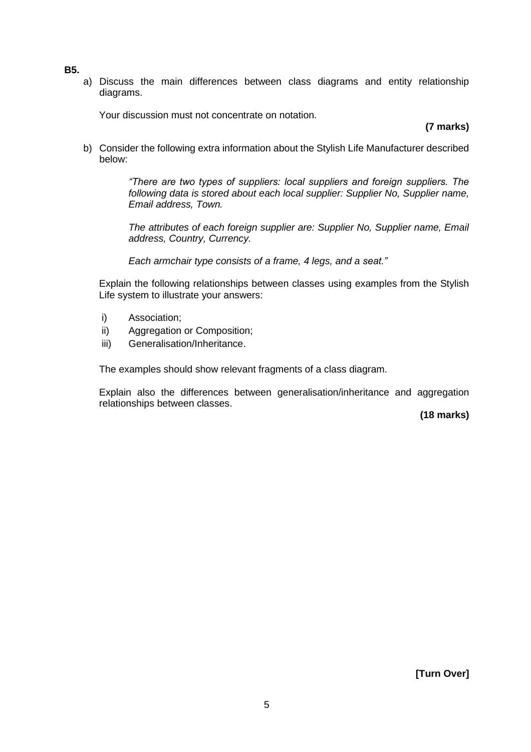**B5.**

a) Discuss the main differences between class diagrams and entity relationship diagrams.

Your discussion must not concentrate on notation.

**(7 marks)**

b) Consider the following extra information about the Stylish Life Manufacturer described below:

> *"There are two types of suppliers: local suppliers and foreign suppliers. The following data is stored about each local supplier: Supplier No, Supplier name, Email address, Town.*
>
> *The attributes of each foreign supplier are: Supplier No, Supplier name, Email address, Country, Currency.*
>
> *Each armchair type consists of a frame, 4 legs, and a seat."*

Explain the following relationships between classes using examples from the Stylish Life system to illustrate your answers:

i) Association;
ii) Aggregation or Composition;
iii) Generalisation/Inheritance.

The examples should show relevant fragments of a class diagram.

Explain also the differences between generalisation/inheritance and aggregation relationships between classes.

**(18 marks)**

**[Turn Over]**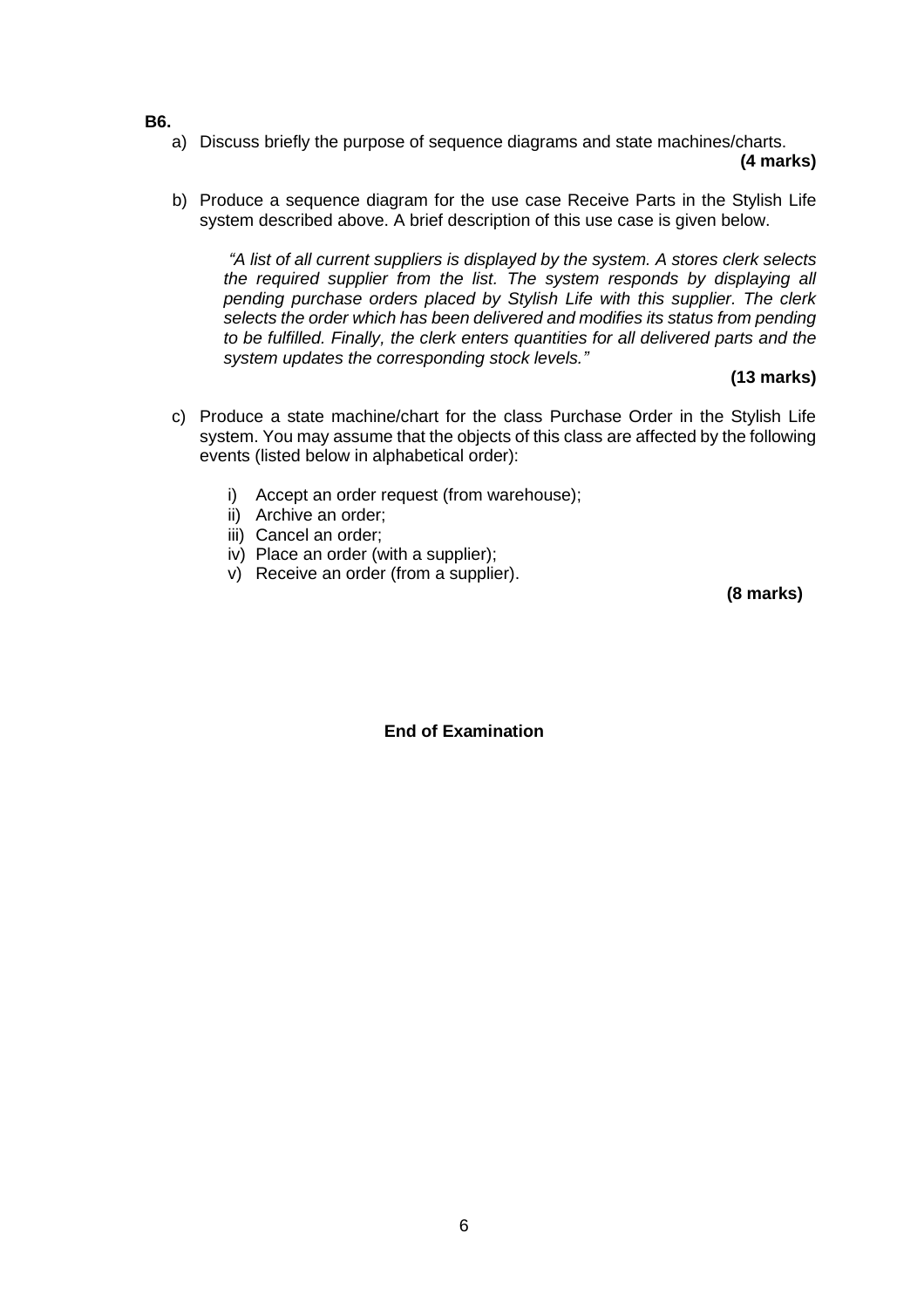**B6.**

a) Discuss briefly the purpose of sequence diagrams and state machines/charts.

**(4 marks)**

b) Produce a sequence diagram for the use case Receive Parts in the Stylish Life system described above. A brief description of this use case is given below.

> *"A list of all current suppliers is displayed by the system. A stores clerk selects the required supplier from the list. The system responds by displaying all pending purchase orders placed by Stylish Life with this supplier. The clerk selects the order which has been delivered and modifies its status from pending to be fulfilled. Finally, the clerk enters quantities for all delivered parts and the system updates the corresponding stock levels."*

**(13 marks)**

c) Produce a state machine/chart for the class Purchase Order in the Stylish Life system. You may assume that the objects of this class are affected by the following events (listed below in alphabetical order):

i) Accept an order request (from warehouse);
ii) Archive an order;
iii) Cancel an order;
iv) Place an order (with a supplier);
v) Receive an order (from a supplier).

**(8 marks)**

**End of Examination**